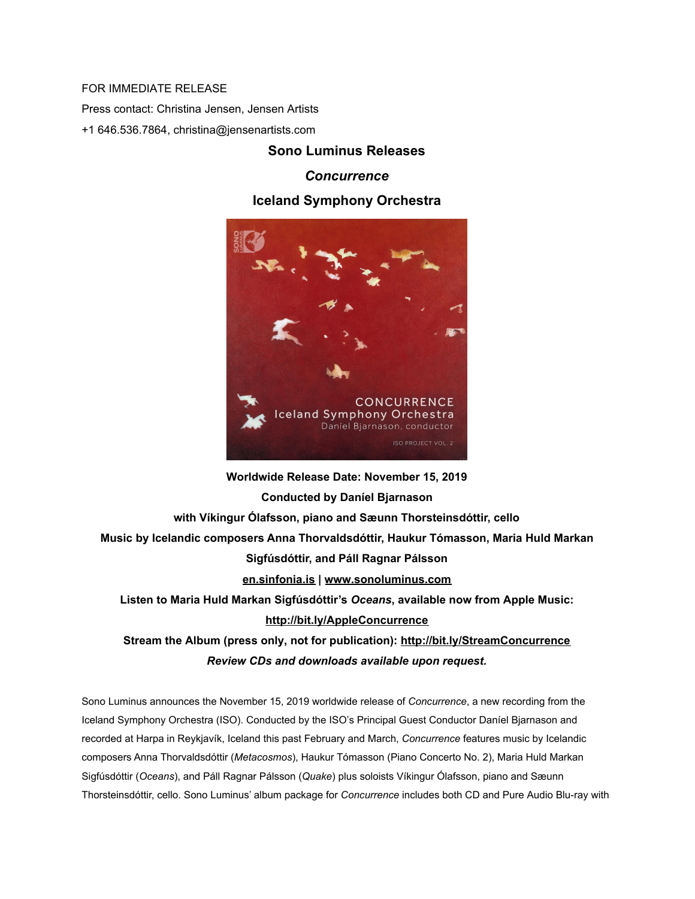FOR IMMEDIATE RELEASE

Press contact: Christina Jensen, Jensen Artists

+1 646.536.7864, christina@jensenartists.com

**Sono Luminus Releases**

***Concurrence***

**Iceland Symphony Orchestra**

**Worldwide Release Date: November 15, 2019**

**Conducted by Daníel Bjarnason**

**with Víkingur Ólafsson, piano and Sæunn Thorsteinsdóttir, cello**

**Music by Icelandic composers Anna Thorvaldsdóttir, Haukur Tómasson, Maria Huld Markan Sigfúsdóttir, and Páll Ragnar Pálsson**

**en.sinfonia.is | www.sonoluminus.com**

**Listen to Maria Huld Markan Sigfúsdóttir's *Oceans*, available now from Apple Music: http://bit.ly/AppleConcurrence**

**Stream the Album (press only, not for publication): http://bit.ly/StreamConcurrence**

***Review CDs and downloads available upon request.***

Sono Luminus announces the November 15, 2019 worldwide release of *Concurrence*, a new recording from the Iceland Symphony Orchestra (ISO). Conducted by the ISO's Principal Guest Conductor Daníel Bjarnason and recorded at Harpa in Reykjavík, Iceland this past February and March, *Concurrence* features music by Icelandic composers Anna Thorvaldsdóttir (*Metacosmos*), Haukur Tómasson (Piano Concerto No. 2), Maria Huld Markan Sigfúsdóttir (*Oceans*), and Páll Ragnar Pálsson (*Quake*) plus soloists Víkingur Ólafsson, piano and Sæunn Thorsteinsdóttir, cello. Sono Luminus' album package for *Concurrence* includes both CD and Pure Audio Blu-ray with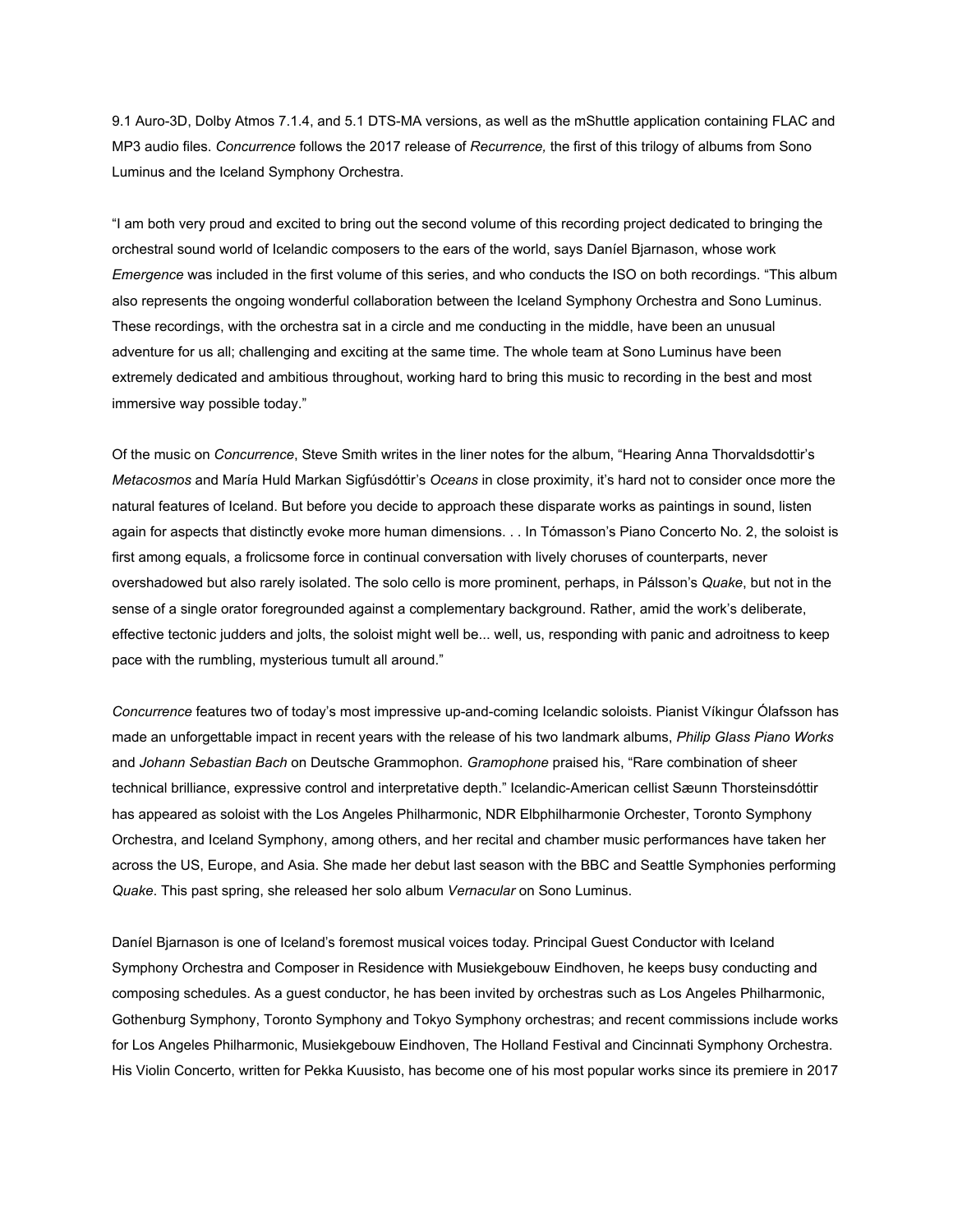9.1 Auro-3D, Dolby Atmos 7.1.4, and 5.1 DTS-MA versions, as well as the mShuttle application containing FLAC and MP3 audio files. *Concurrence* follows the 2017 release of *Recurrence,* the first of this trilogy of albums from Sono Luminus and the Iceland Symphony Orchestra.

"I am both very proud and excited to bring out the second volume of this recording project dedicated to bringing the orchestral sound world of Icelandic composers to the ears of the world, says Daníel Bjarnason, whose work *Emergence* was included in the first volume of this series, and who conducts the ISO on both recordings. "This album also represents the ongoing wonderful collaboration between the Iceland Symphony Orchestra and Sono Luminus. These recordings, with the orchestra sat in a circle and me conducting in the middle, have been an unusual adventure for us all; challenging and exciting at the same time. The whole team at Sono Luminus have been extremely dedicated and ambitious throughout, working hard to bring this music to recording in the best and most immersive way possible today."

Of the music on *Concurrence*, Steve Smith writes in the liner notes for the album, "Hearing Anna Thorvaldsdottir's *Metacosmos* and María Huld Markan Sigfúsdóttir's *Oceans* in close proximity, it's hard not to consider once more the natural features of Iceland. But before you decide to approach these disparate works as paintings in sound, listen again for aspects that distinctly evoke more human dimensions. . . In Tómasson's Piano Concerto No. 2, the soloist is first among equals, a frolicsome force in continual conversation with lively choruses of counterparts, never overshadowed but also rarely isolated. The solo cello is more prominent, perhaps, in Pálsson's *Quake*, but not in the sense of a single orator foregrounded against a complementary background. Rather, amid the work's deliberate, effective tectonic judders and jolts, the soloist might well be... well, us, responding with panic and adroitness to keep pace with the rumbling, mysterious tumult all around."

*Concurrence* features two of today's most impressive up-and-coming Icelandic soloists. Pianist Víkingur Ólafsson has made an unforgettable impact in recent years with the release of his two landmark albums, *Philip Glass Piano Works* and *Johann Sebastian Bach* on Deutsche Grammophon. *Gramophone* praised his, "Rare combination of sheer technical brilliance, expressive control and interpretative depth." Icelandic-American cellist Sæunn Thorsteinsdóttir has appeared as soloist with the Los Angeles Philharmonic, NDR Elbphilharmonie Orchester, Toronto Symphony Orchestra, and Iceland Symphony, among others, and her recital and chamber music performances have taken her across the US, Europe, and Asia. She made her debut last season with the BBC and Seattle Symphonies performing *Quake*. This past spring, she released her solo album *Vernacular* on Sono Luminus.

Daníel Bjarnason is one of Iceland's foremost musical voices today. Principal Guest Conductor with Iceland Symphony Orchestra and Composer in Residence with Musiekgebouw Eindhoven, he keeps busy conducting and composing schedules. As a guest conductor, he has been invited by orchestras such as Los Angeles Philharmonic, Gothenburg Symphony, Toronto Symphony and Tokyo Symphony orchestras; and recent commissions include works for Los Angeles Philharmonic, Musiekgebouw Eindhoven, The Holland Festival and Cincinnati Symphony Orchestra. His Violin Concerto, written for Pekka Kuusisto, has become one of his most popular works since its premiere in 2017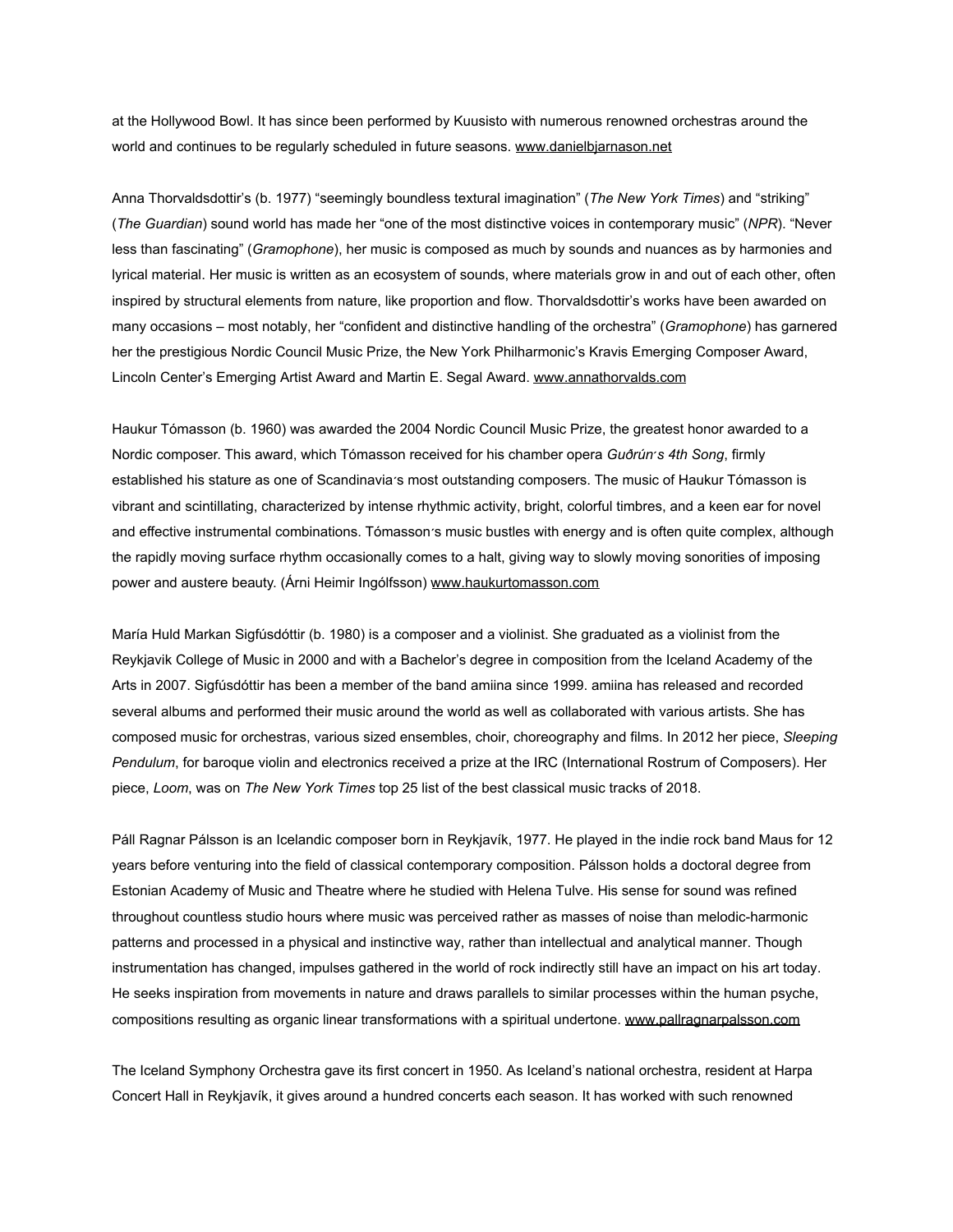at the Hollywood Bowl. It has since been performed by Kuusisto with numerous renowned orchestras around the world and continues to be regularly scheduled in future seasons. www.danielbjarnason.net

Anna Thorvaldsdottir's (b. 1977) "seemingly boundless textural imagination" (*The New York Times*) and "striking" (*The Guardian*) sound world has made her "one of the most distinctive voices in contemporary music" (*NPR*). "Never less than fascinating" (*Gramophone*), her music is composed as much by sounds and nuances as by harmonies and lyrical material. Her music is written as an ecosystem of sounds, where materials grow in and out of each other, often inspired by structural elements from nature, like proportion and flow. Thorvaldsdottir's works have been awarded on many occasions – most notably, her "confident and distinctive handling of the orchestra" (*Gramophone*) has garnered her the prestigious Nordic Council Music Prize, the New York Philharmonic's Kravis Emerging Composer Award, Lincoln Center's Emerging Artist Award and Martin E. Segal Award. www.annathorvalds.com

Haukur Tómasson (b. 1960) was awarded the 2004 Nordic Council Music Prize, the greatest honor awarded to a Nordic composer. This award, which Tómasson received for his chamber opera *Guðrún´s 4th Song*, firmly established his stature as one of Scandinavia´s most outstanding composers. The music of Haukur Tómasson is vibrant and scintillating, characterized by intense rhythmic activity, bright, colorful timbres, and a keen ear for novel and effective instrumental combinations. Tómasson´s music bustles with energy and is often quite complex, although the rapidly moving surface rhythm occasionally comes to a halt, giving way to slowly moving sonorities of imposing power and austere beauty. (Árni Heimir Ingólfsson) www.haukurtomasson.com

María Huld Markan Sigfúsdóttir (b. 1980) is a composer and a violinist. She graduated as a violinist from the Reykjavik College of Music in 2000 and with a Bachelor's degree in composition from the Iceland Academy of the Arts in 2007. Sigfúsdóttir has been a member of the band amiina since 1999. amiina has released and recorded several albums and performed their music around the world as well as collaborated with various artists. She has composed music for orchestras, various sized ensembles, choir, choreography and films. In 2012 her piece, *Sleeping Pendulum*, for baroque violin and electronics received a prize at the IRC (International Rostrum of Composers). Her piece, *Loom*, was on *The New York Times* top 25 list of the best classical music tracks of 2018.

Páll Ragnar Pálsson is an Icelandic composer born in Reykjavík, 1977. He played in the indie rock band Maus for 12 years before venturing into the field of classical contemporary composition. Pálsson holds a doctoral degree from Estonian Academy of Music and Theatre where he studied with Helena Tulve. His sense for sound was refined throughout countless studio hours where music was perceived rather as masses of noise than melodic-harmonic patterns and processed in a physical and instinctive way, rather than intellectual and analytical manner. Though instrumentation has changed, impulses gathered in the world of rock indirectly still have an impact on his art today. He seeks inspiration from movements in nature and draws parallels to similar processes within the human psyche, compositions resulting as organic linear transformations with a spiritual undertone. www.pallragnarpalsson.com

The Iceland Symphony Orchestra gave its first concert in 1950. As Iceland's national orchestra, resident at Harpa Concert Hall in Reykjavík, it gives around a hundred concerts each season. It has worked with such renowned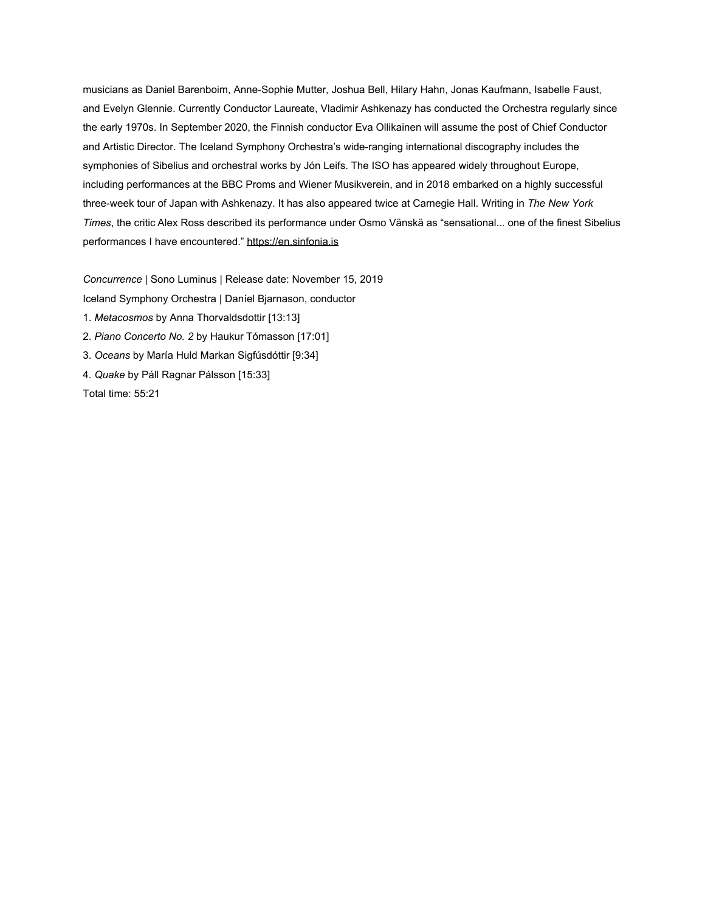musicians as Daniel Barenboim, Anne-Sophie Mutter, Joshua Bell, Hilary Hahn, Jonas Kaufmann, Isabelle Faust, and Evelyn Glennie. Currently Conductor Laureate, Vladimir Ashkenazy has conducted the Orchestra regularly since the early 1970s. In September 2020, the Finnish conductor Eva Ollikainen will assume the post of Chief Conductor and Artistic Director. The Iceland Symphony Orchestra's wide-ranging international discography includes the symphonies of Sibelius and orchestral works by Jón Leifs. The ISO has appeared widely throughout Europe, including performances at the BBC Proms and Wiener Musikverein, and in 2018 embarked on a highly successful three-week tour of Japan with Ashkenazy. It has also appeared twice at Carnegie Hall. Writing in *The New York Times*, the critic Alex Ross described its performance under Osmo Vänskä as "sensational... one of the finest Sibelius performances I have encountered." https://en.sinfonia.is

*Concurrence* | Sono Luminus | Release date: November 15, 2019
Iceland Symphony Orchestra | Daníel Bjarnason, conductor

1. *Metacosmos* by Anna Thorvaldsdottir [13:13]
2. *Piano Concerto No. 2* by Haukur Tómasson [17:01]
3. *Oceans* by María Huld Markan Sigfúsdóttir [9:34]
4. *Quake* by Páll Ragnar Pálsson [15:33]

Total time: 55:21